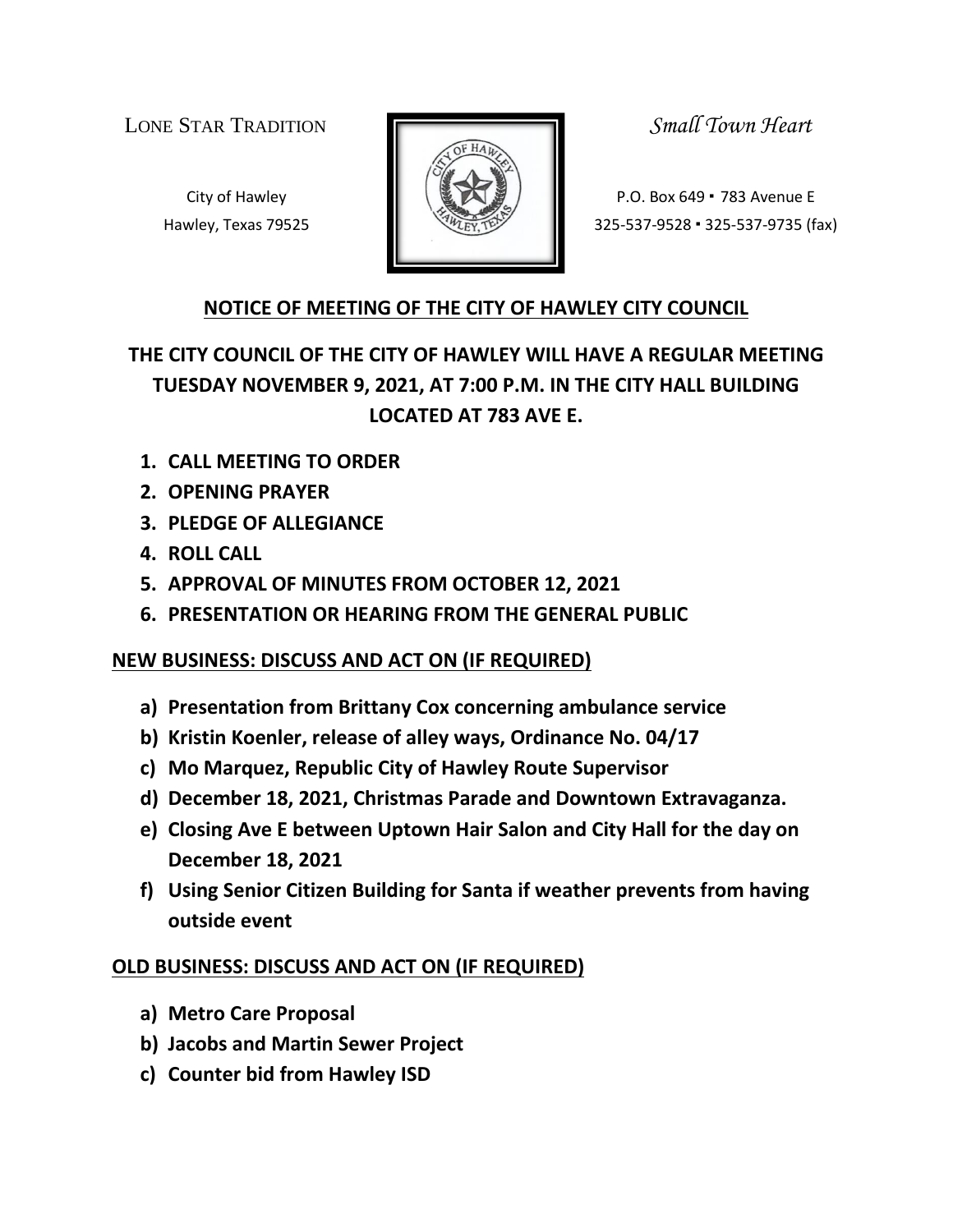LONE STAR TRADITION *Small Town Heart*

City of Hawley
Hawley, Texas 79525

P.O. Box 649 ▪ 783 Avenue E
325-537-9528 ▪ 325-537-9735 (fax)

## NOTICE OF MEETING OF THE CITY OF HAWLEY CITY COUNCIL

### THE CITY COUNCIL OF THE CITY OF HAWLEY WILL HAVE A REGULAR MEETING TUESDAY NOVEMBER 9, 2021, AT 7:00 P.M. IN THE CITY HALL BUILDING LOCATED AT 783 AVE E.

1. **CALL MEETING TO ORDER**
2. **OPENING PRAYER**
3. **PLEDGE OF ALLEGIANCE**
4. **ROLL CALL**
5. **APPROVAL OF MINUTES FROM OCTOBER 12, 2021**
6. **PRESENTATION OR HEARING FROM THE GENERAL PUBLIC**

**NEW BUSINESS: DISCUSS AND ACT ON (IF REQUIRED)**

- **a) Presentation from Brittany Cox concerning ambulance service**
- **b) Kristin Koenler, release of alley ways, Ordinance No. 04/17**
- **c) Mo Marquez, Republic City of Hawley Route Supervisor**
- **d) December 18, 2021, Christmas Parade and Downtown Extravaganza.**
- **e) Closing Ave E between Uptown Hair Salon and City Hall for the day on December 18, 2021**
- **f) Using Senior Citizen Building for Santa if weather prevents from having outside event**

**OLD BUSINESS: DISCUSS AND ACT ON (IF REQUIRED)**

- **a) Metro Care Proposal**
- **b) Jacobs and Martin Sewer Project**
- **c) Counter bid from Hawley ISD**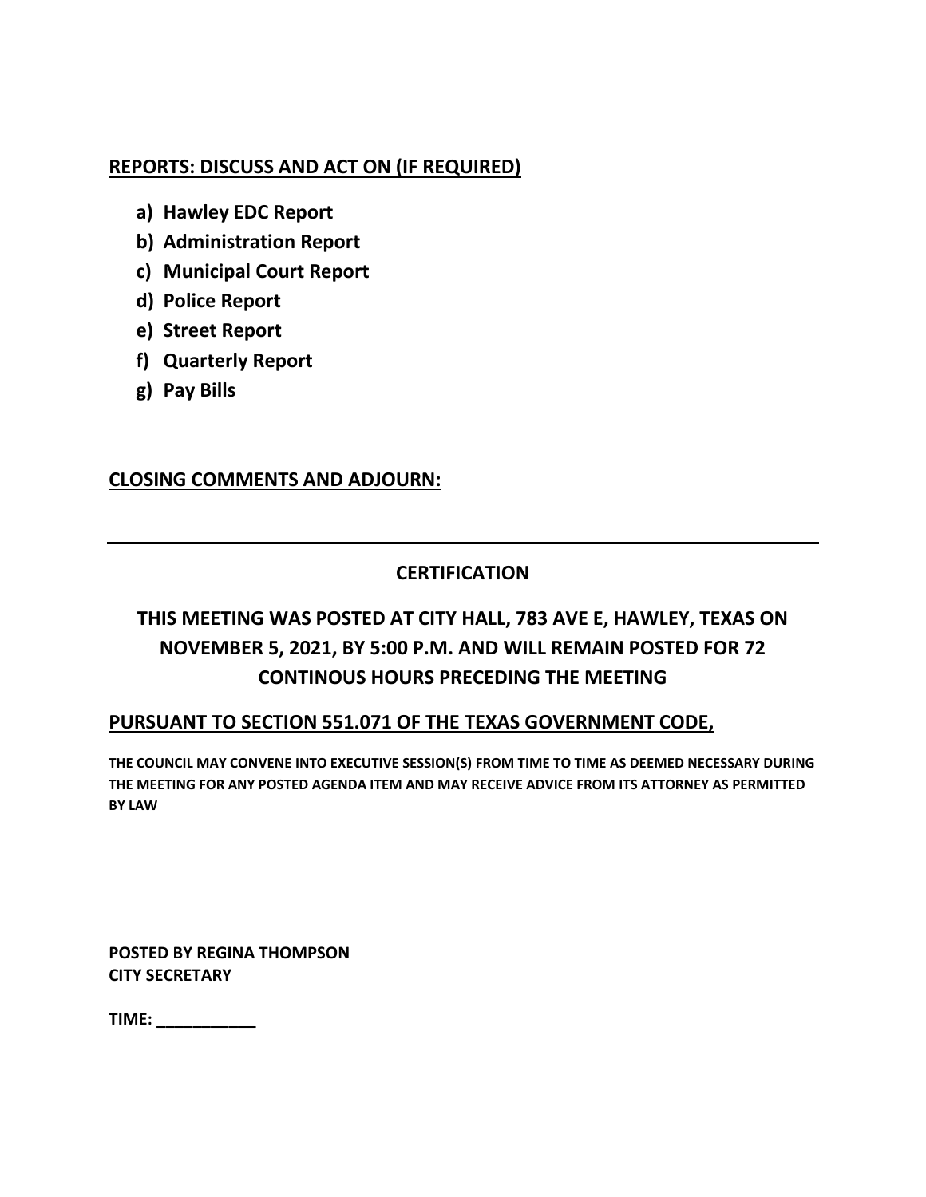**REPORTS: DISCUSS AND ACT ON (IF REQUIRED)**

a) **Hawley EDC Report**
b) **Administration Report**
c) **Municipal Court Report**
d) **Police Report**
e) **Street Report**
f) **Quarterly Report**
g) **Pay Bills**

**CLOSING COMMENTS AND ADJOURN:**

---

## CERTIFICATION

## THIS MEETING WAS POSTED AT CITY HALL, 783 AVE E, HAWLEY, TEXAS ON NOVEMBER 5, 2021, BY 5:00 P.M. AND WILL REMAIN POSTED FOR 72 CONTINOUS HOURS PRECEDING THE MEETING

### PURSUANT TO SECTION 551.071 OF THE TEXAS GOVERNMENT CODE,

**THE COUNCIL MAY CONVENE INTO EXECUTIVE SESSION(S) FROM TIME TO TIME AS DEEMED NECESSARY DURING THE MEETING FOR ANY POSTED AGENDA ITEM AND MAY RECEIVE ADVICE FROM ITS ATTORNEY AS PERMITTED BY LAW**

**POSTED BY REGINA THOMPSON**
**CITY SECRETARY**

**TIME: ___________**